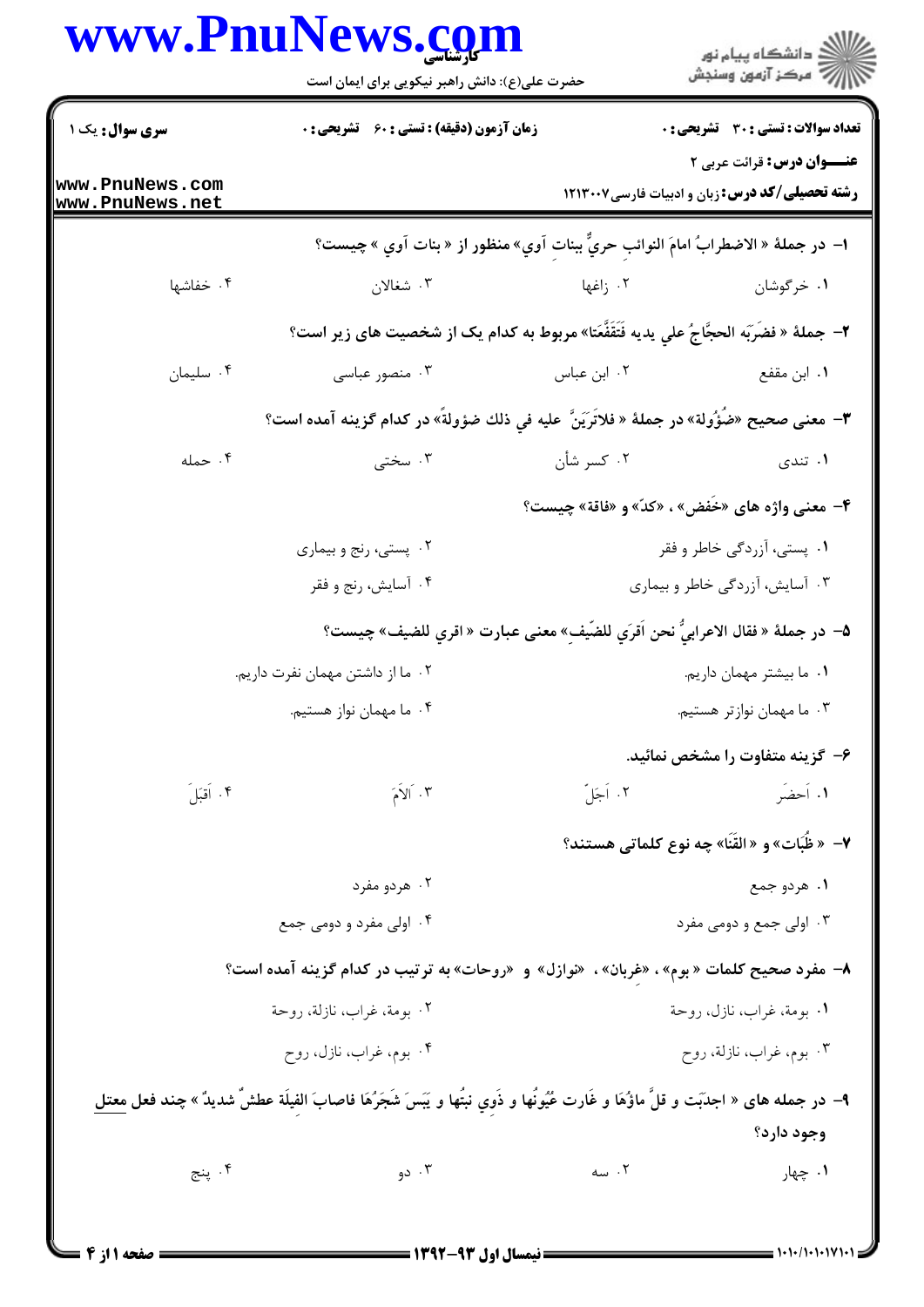**سری سوال:** یک ۱ | **زمان آزمون (دقیقه) : تستی : ۶۰ تشریحی : ۰** | **تعداد سوالات : تستی : ۳۰ تشریحی : ۰**

**عنـــوان درس:** قرائت عربی ۲

**رشته تحصیلی/کد درس:** زبان و ادبیات فارسی ۱۲۱۳۰۰۷

۱- در جملهٔ « الاضطرابُ امامَ النوائبِ حريٌّ ببناتِ آوي» منظور از « بنات آوي » چیست؟

۱. خرگوشان ۲. زاغها ۳. شغالان ۴. خفاشها

۲- جملهٔ « فضَرَبَه الحجّاجُ علي يديه فَتَفَقَّعَتا» مربوط به کدام یک از شخصیت های زیر است؟

۱. ابن مقفع ۲. ابن عباس ۳. منصور عباسی ۴. سلیمان

۳- معنی صحیح «ضُؤُولة» در جملهٔ « فلاتَرَيَنَّ عليه في ذلك ضؤولةً» در کدام گزینه آمده است؟

۱. تندی ۲. کسر شأن ۳. سختی ۴. حمله

۴- معنی واژه های «خَفض» ، «کدّ» و «فاقة» چیست؟

۱. پستی، آزردگی خاطر و فقر ۲. پستی، رنج و بیماری
۳. آسایش، آزردگی خاطر و بیماری ۴. آسایش، رنج و فقر

۵- در جملهٔ « فقال الاعرابيُّ نحن اَقرَي للضّيفِ» معنی عبارت « اقري للضيف» چیست؟

۱. ما بیشتر مهمان داریم. ۲. ما از داشتن مهمان نفرت داریم.
۳. ما مهمان نوازتر هستیم. ۴. ما مهمان نواز هستیم.

۶- گزینه متفاوت را مشخص نمائید.

۱. اَحضَرَ ۲. اَجَلَّ ۳. اَلاَمَ ۴. اَقبَلَ

۷- « ظُبَات» و « القَنَا» چه نوع کلماتی هستند؟

۱. هردو جمع ۲. هردو مفرد
۳. اولی جمع و دومی مفرد ۴. اولی مفرد و دومی جمع

۸- مفرد صحیح کلمات « بوم» ، «غِربان» ، «نوازل» و «روحات» به ترتیب در کدام گزینه آمده است؟

۱. بومة، غراب، نازل، روحة ۲. بومة، غراب، نازلة، روحة
۳. بوم، غراب، نازلة، روح ۴. بوم، غراب، نازل، روح

۹- در جمله های « اجدَبَت و قلَّ ماؤُهَا و غَارت عُيُونُها و ذَوِي نبتُها و يَبِسَ شَجَرُهَا فاصابَ الفيلَةَ عطشٌ شديدٌ » چند فعل <u>معتل</u> وجود دارد؟

۱. چهار ۲. سه ۳. دو ۴. پنج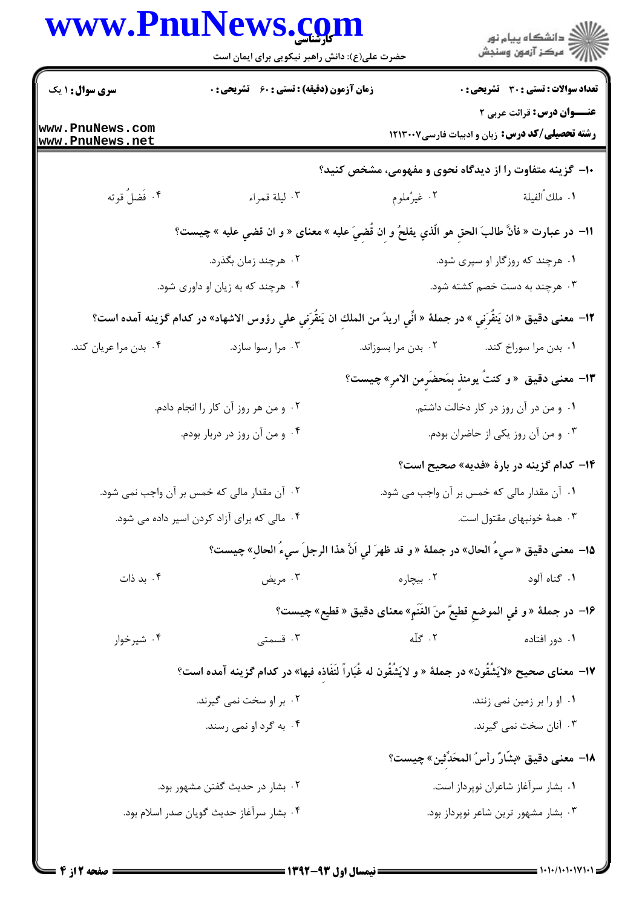**سری سوال:** ۱ یک | **زمان آزمون (دقیقه) : تستی :** ۶۰ **تشریحی :** ۰ | **تعداد سوالات : تستی :** ۳۰ **تشریحی :** ۰

**عنـــوان درس:** قرائت عربی ۲

**رشته تحصیلی/کد درس:** زبان و ادبیات فارسی۱۲۱۳۰۰۷

۱۰- گزینه متفاوت را از دیدگاه نحوی و مفهومی، مشخص کنید؟

۱. ملك ُالفيلة
۲. غيرُملوم
۳. ليلة قمراء
۴. فَضلُ قوته

۱۱- در عبارت « فأنَّ طالبَ الحقِ هو الّذي يفلحُ و ان قُضِيَ عليه » معنای « و ان قضي عليه » چیست؟

۱. هرچند که روزگار او سپری شود.
۲. هرچند زمان بگذرد.
۳. هرچند به دست خصم کشته شود.
۴. هرچند که به زیان او داوری شود.

۱۲- معنی دقیق « ان يَنقُرَني » در جملهٔ « انّي اريدُ من الملكِ ان يَنقُرَني علي رؤوس الاشهاد» در کدام گزینه آمده است؟

۱. بدن مرا سوراخ کند.
۲. بدن مرا بسوزاند.
۳. مرا رسوا سازد.
۴. بدن مرا عریان کند.

۱۳- معنی دقیق « و كنتُ يومئذٍ بمَحضَرِمن الامرِ» چیست؟

۱. و من در آن روز در کار دخالت داشتم.
۲. و من هر روز آن کار را انجام دادم.
۳. و من آن روز یکی از حاضران بودم.
۴. و من آن روز در دربار بودم.

۱۴- کدام گزینه در بارهٔ «فدیه» صحیح است؟

۱. آن مقدار مالی که خمس بر آن واجب می شود.
۲. آن مقدار مالی که خمس بر آن واجب نمی شود.
۳. همهٔ خونبهای مقتول است.
۴. مالی که برای آزاد کردن اسیر داده می شود.

۱۵- معنی دقیق « سيءُ الحال» در جملهٔ «و قد ظهرَ لي اَنَّ هذا الرجلَ سيءُ الحالِ» چیست؟

۱. گناه آلود
۲. بیچاره
۳. مریض
۴. بد ذات

۱۶- در جملهٔ « و في الموضعِ قطيعٌ منَ الغَنَم» معنای دقیق « قطيع» چیست؟

۱. دور افتاده
۲. گلّه
۳. قسمتی
۴. شیرخوار

۱۷- معنای صحیح «لايَشقُّون» در جملهٔ « و لايَشُقُّون له غُبَاراً لنَفَاذِه فيها» در کدام گزینه آمده است؟

۱. او را بر زمین نمی زنند.
۲. بر او سخت نمی گیرند.
۳. آنان سخت نمی گیرند.
۴. به گرد او نمی رسند.

۱۸- معنی دقیق «بشّارٌ رأسُ المحدَّثين» چیست؟

۱. بشار سرآغاز شاعران نوپرداز است.
۲. بشار در حدیث گفتن مشهور بود.
۳. بشار مشهور ترین شاعر نوپرداز بود.
۴. بشار سرآغاز حدیث گویان صدر اسلام بود.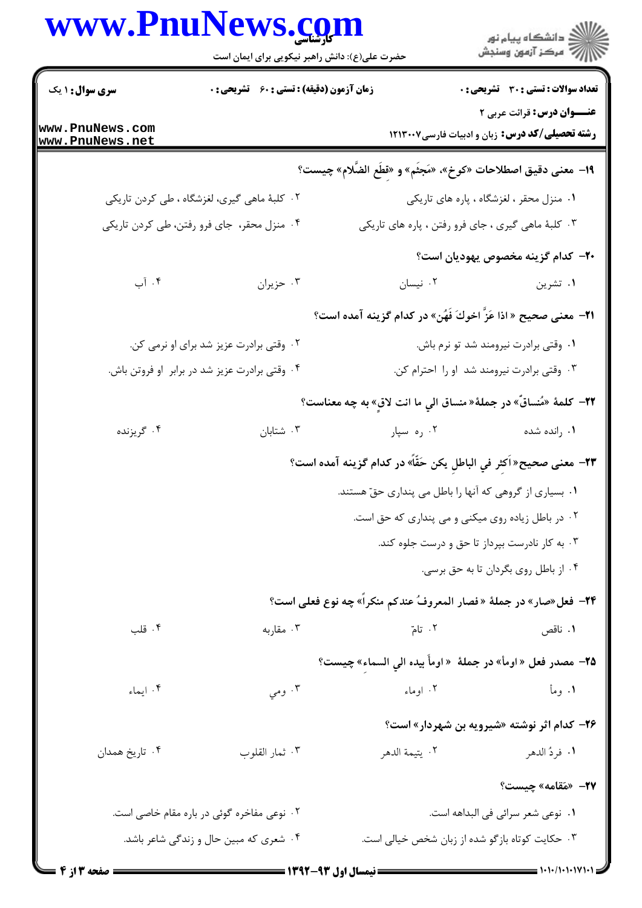۱۹- معنی دقیق اصطلاحات «کوخ»، «مَجثَم» و «قِطَع الظَّلام» چیست؟

۱. منزل محقر ، لغزشگاه ، پاره های تاریکی

۲. کلبهٔ ماهی گیری، لغزشگاه ، طی کردن تاریکی

۳. کلبهٔ ماهی گیری ، جای فرو رفتن ، پاره های تاریکی

۴. منزل محقر، جای فرو رفتن، طی کردن تاریکی

۲۰- کدام گزینه مخصوص یهودیان است؟

۱. تشرین

۲. نیسان

۳. حزیران

۴. آب

۲۱- معنی صحیح « اذا عَزَّ اخوکَ فَهُن» در کدام گزینه آمده است؟

۱. وقتی برادرت نیرومند شد تو نرم باش.

۲. وقتی برادرت عزیز شد برای او نرمی کن.

۳. وقتی برادرت نیرومند شد او را احترام کن.

۴. وقتی برادرت عزیز شد در برابر او فروتن باش.

۲۲- کلمهٔ «مُنساقٌ» در جملهٔ« منساق الی ما انت لاقٍ» به چه معناست؟

۱. رانده شده

۲. ره سپار

۳. شتابان

۴. گریزنده

۲۳- معنی صحیح« اَکثِر فی الباطلِ یکن حَقّاً» در کدام گزینه آمده است؟

۱. بسیاری از گروهی که آنها را باطل می پنداری حقّ هستند.

۲. در باطل زیاده روی میکنی و می پنداری که حق است.

۳. به کار نادرست بپرداز تا حق و درست جلوه کند.

۴. از باطل روی بگردان تا به حق برسی.

۲۴- فعل«صار» در جملهٔ « فصار المعروفُ عندکم منکراً» چه نوع فعلی است؟

۱. ناقص

۲. تامّ

۳. مقاربه

۴. قلب

۲۵- مصدر فعل « اومأ» در جملهٔ « اومأ بیده الی السماء» چیست؟

۱. ومأ

۲. اوماء

۳. ومی

۴. ایماء

۲۶- کدام اثر نوشته «شیرویه بن شهردار» است؟

۱. فردُ الدهر

۲. یتیمة الدهر

۳. ثمار القلوب

۴. تاریخ همدان

۲۷- «مقامه» چیست؟

۱. نوعی شعر سرائی فی البداهه است.

۲. نوعی مفاخره گوئی در باره مقام خاصی است.

۳. حکایت کوتاه بازگو شده از زبان شخص خیالی است.

۴. شعری که مبین حال و زندگی شاعر باشد.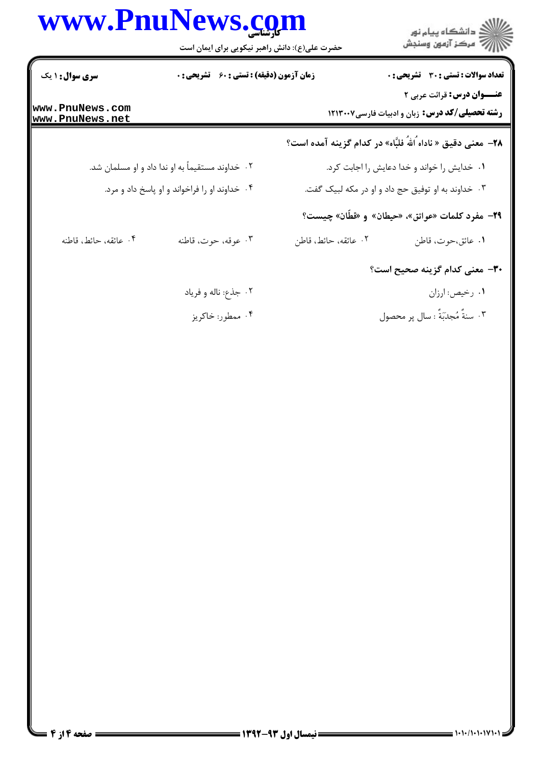**۲۸- معنی دقیق « ناداه ُاللهُ فلبَّاه» در کدام گزینه آمده است؟**

۱. خدایش را خواند و خدا دعایش را اجابت کرد.

۲. خداوند مستقیماً به او ندا داد و او مسلمان شد.

۳. خداوند به او توفیق حج داد و او در مکه لبیک گفت.

۴. خداوند او را فراخواند و او پاسخ داد و مرد.

**۲۹- مفرد کلمات «عوائق»، «حیطان» و «قطّان» چیست؟**

۱. عائق،حوت، قاطن

۲. عائقه، حائط، قاطن

۳. عوقه، حوت، قاطنه

۴. عائقه، حائط، قاطنه

**۳۰- معنی کدام گزینه صحیح است؟**

۱. رخیص: ارزان

۲. جذع: ناله و فریاد

۳. سنةٌ مُجدِبَةٌ : سال پر محصول

۴. ممطور: خاکریز